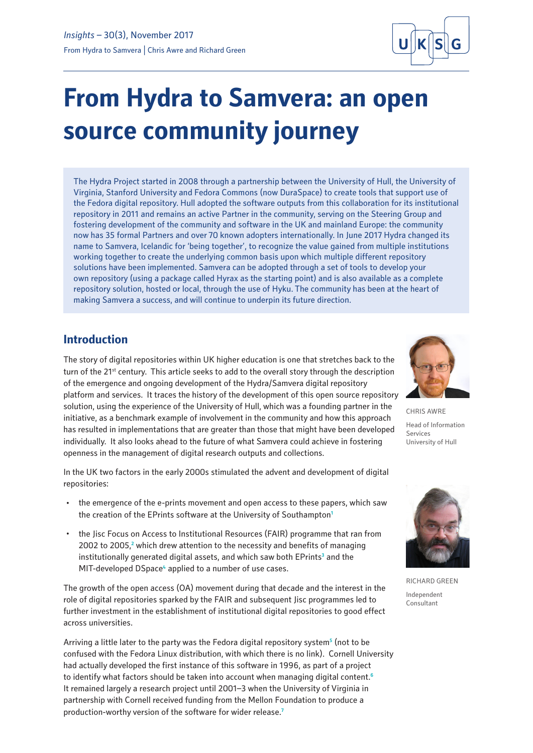# From Hydra to Samvera: an open source community journey

The Hydra Project started in 2008 through a partnership between the University of Hull, the University of Virginia, Stanford University and Fedora Commons (now DuraSpace) to create tools that support use of the Fedora digital repository. Hull adopted the software outputs from this collaboration for its institutional repository in 2011 and remains an active Partner in the community, serving on the Steering Group and fostering development of the community and software in the UK and mainland Europe: the community now has 35 formal Partners and over 70 known adopters internationally. In June 2017 Hydra changed its name to Samvera, Icelandic for 'being together', to recognize the value gained from multiple institutions working together to create the underlying common basis upon which multiple different repository solutions have been implemented. Samvera can be adopted through a set of tools to develop your own repository (using a package called Hyrax as the starting point) and is also available as a complete repository solution, hosted or local, through the use of Hyku. The community has been at the heart of making Samvera a success, and will continue to underpin its future direction.

CHRIS AWRE

Head of Information Services
University of Hull

RICHARD GREEN

Independent Consultant

## Introduction

The story of digital repositories within UK higher education is one that stretches back to the turn of the 21st century. This article seeks to add to the overall story through the description of the emergence and ongoing development of the Hydra/Samvera digital repository platform and services. It traces the history of the development of this open source repository solution, using the experience of the University of Hull, which was a founding partner in the initiative, as a benchmark example of involvement in the community and how this approach has resulted in implementations that are greater than those that might have been developed individually. It also looks ahead to the future of what Samvera could achieve in fostering openness in the management of digital research outputs and collections.

In the UK two factors in the early 2000s stimulated the advent and development of digital repositories:

- the emergence of the e-prints movement and open access to these papers, which saw the creation of the EPrints software at the University of Southampton[1]
- the Jisc Focus on Access to Institutional Resources (FAIR) programme that ran from 2002 to 2005,[2] which drew attention to the necessity and benefits of managing institutionally generated digital assets, and which saw both EPrints[3] and the MIT-developed DSpace[4] applied to a number of use cases.

The growth of the open access (OA) movement during that decade and the interest in the role of digital repositories sparked by the FAIR and subsequent Jisc programmes led to further investment in the establishment of institutional digital repositories to good effect across universities.

Arriving a little later to the party was the Fedora digital repository system[5] (not to be confused with the Fedora Linux distribution, with which there is no link). Cornell University had actually developed the first instance of this software in 1996, as part of a project to identify what factors should be taken into account when managing digital content.[6] It remained largely a research project until 2001–3 when the University of Virginia in partnership with Cornell received funding from the Mellon Foundation to produce a production-worthy version of the software for wider release.[7]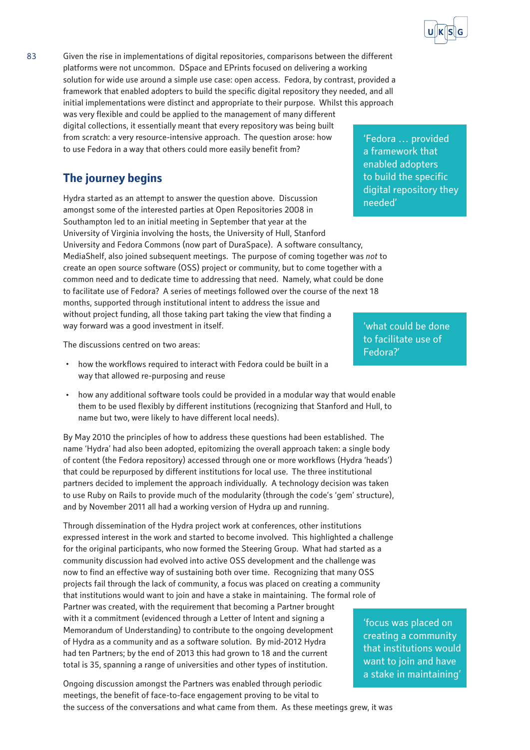Given the rise in implementations of digital repositories, comparisons between the different platforms were not uncommon. DSpace and EPrints focused on delivering a working solution for wide use around a simple use case: open access. Fedora, by contrast, provided a framework that enabled adopters to build the specific digital repository they needed, and all initial implementations were distinct and appropriate to their purpose. Whilst this approach was very flexible and could be applied to the management of many different digital collections, it essentially meant that every repository was being built from scratch: a very resource-intensive approach. The question arose: how to use Fedora in a way that others could more easily benefit from?

> 'Fedora … provided a framework that enabled adopters to build the specific digital repository they needed'

## The journey begins

Hydra started as an attempt to answer the question above. Discussion amongst some of the interested parties at Open Repositories 2008 in Southampton led to an initial meeting in September that year at the University of Virginia involving the hosts, the University of Hull, Stanford University and Fedora Commons (now part of DuraSpace). A software consultancy, MediaShelf, also joined subsequent meetings. The purpose of coming together was *not* to create an open source software (OSS) project or community, but to come together with a common need and to dedicate time to addressing that need. Namely, what could be done to facilitate use of Fedora? A series of meetings followed over the course of the next 18 months, supported through institutional intent to address the issue and without project funding, all those taking part taking the view that finding a way forward was a good investment in itself.

> 'what could be done to facilitate use of Fedora?'

The discussions centred on two areas:

- how the workflows required to interact with Fedora could be built in a way that allowed re-purposing and reuse
- how any additional software tools could be provided in a modular way that would enable them to be used flexibly by different institutions (recognizing that Stanford and Hull, to name but two, were likely to have different local needs).

By May 2010 the principles of how to address these questions had been established. The name 'Hydra' had also been adopted, epitomizing the overall approach taken: a single body of content (the Fedora repository) accessed through one or more workflows (Hydra 'heads') that could be repurposed by different institutions for local use. The three institutional partners decided to implement the approach individually. A technology decision was taken to use Ruby on Rails to provide much of the modularity (through the code's 'gem' structure), and by November 2011 all had a working version of Hydra up and running.

Through dissemination of the Hydra project work at conferences, other institutions expressed interest in the work and started to become involved. This highlighted a challenge for the original participants, who now formed the Steering Group. What had started as a community discussion had evolved into active OSS development and the challenge was now to find an effective way of sustaining both over time. Recognizing that many OSS projects fail through the lack of community, a focus was placed on creating a community that institutions would want to join and have a stake in maintaining. The formal role of Partner was created, with the requirement that becoming a Partner brought with it a commitment (evidenced through a Letter of Intent and signing a Memorandum of Understanding) to contribute to the ongoing development of Hydra as a community and as a software solution. By mid-2012 Hydra had ten Partners; by the end of 2013 this had grown to 18 and the current total is 35, spanning a range of universities and other types of institution.

> 'focus was placed on creating a community that institutions would want to join and have a stake in maintaining'

Ongoing discussion amongst the Partners was enabled through periodic meetings, the benefit of face-to-face engagement proving to be vital to the success of the conversations and what came from them. As these meetings grew, it was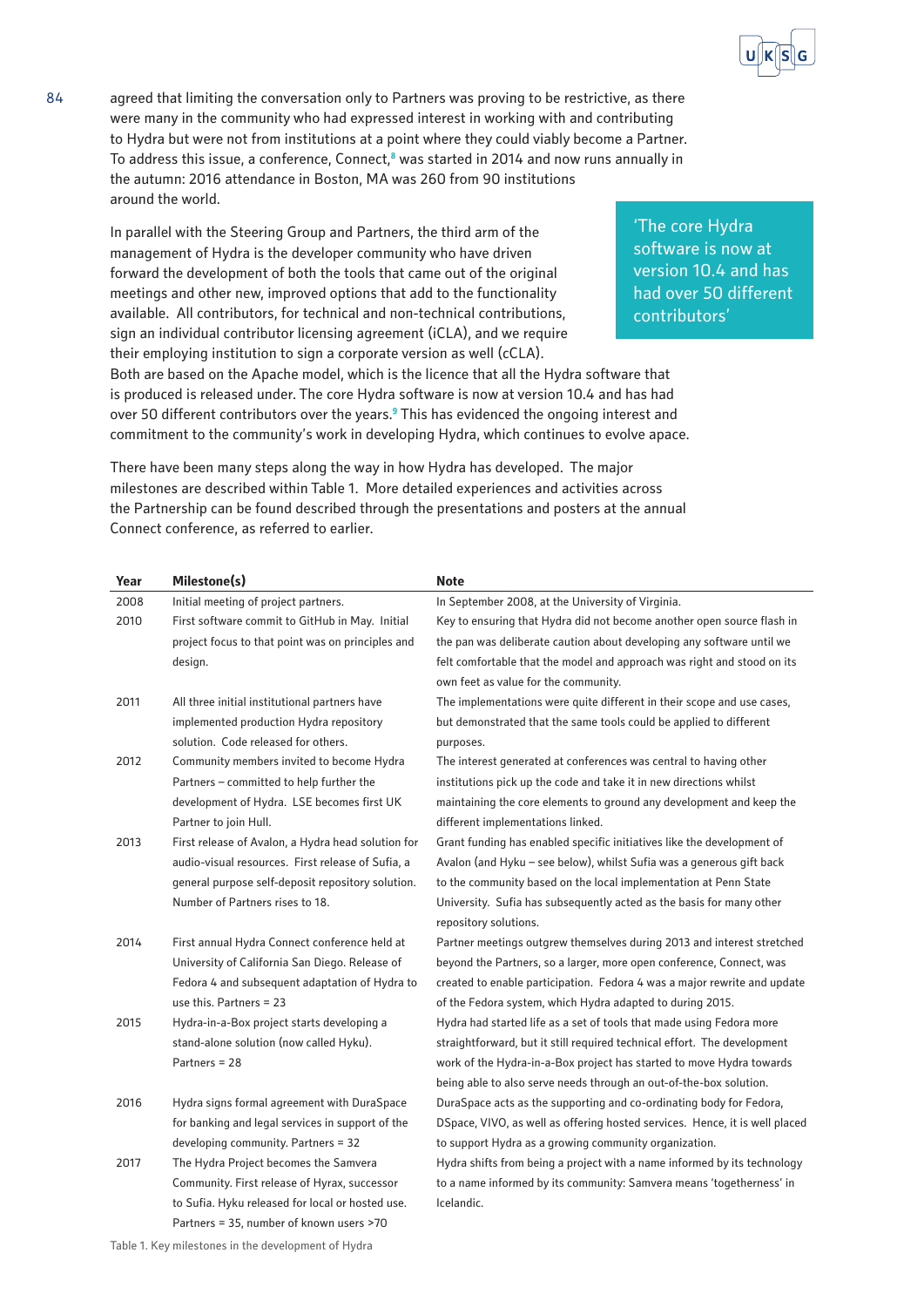agreed that limiting the conversation only to Partners was proving to be restrictive, as there were many in the community who had expressed interest in working with and contributing to Hydra but were not from institutions at a point where they could viably become a Partner. To address this issue, a conference, Connect,[8] was started in 2014 and now runs annually in the autumn: 2016 attendance in Boston, MA was 260 from 90 institutions around the world.

In parallel with the Steering Group and Partners, the third arm of the management of Hydra is the developer community who have driven forward the development of both the tools that came out of the original meetings and other new, improved options that add to the functionality available. All contributors, for technical and non-technical contributions, sign an individual contributor licensing agreement (iCLA), and we require their employing institution to sign a corporate version as well (cCLA). Both are based on the Apache model, which is the licence that all the Hydra software that is produced is released under. The core Hydra software is now at version 10.4 and has had over 50 different contributors over the years.[9] This has evidenced the ongoing interest and commitment to the community's work in developing Hydra, which continues to evolve apace.

> 'The core Hydra software is now at version 10.4 and has had over 50 different contributors'

There have been many steps along the way in how Hydra has developed. The major milestones are described within Table 1. More detailed experiences and activities across the Partnership can be found described through the presentations and posters at the annual Connect conference, as referred to earlier.

| Year | Milestone(s) | Note |
|---|---|---|
| 2008 | Initial meeting of project partners. | In September 2008, at the University of Virginia. |
| 2010 | First software commit to GitHub in May. Initial project focus to that point was on principles and design. | Key to ensuring that Hydra did not become another open source flash in the pan was deliberate caution about developing any software until we felt comfortable that the model and approach was right and stood on its own feet as value for the community. |
| 2011 | All three initial institutional partners have implemented production Hydra repository solution. Code released for others. | The implementations were quite different in their scope and use cases, but demonstrated that the same tools could be applied to different purposes. |
| 2012 | Community members invited to become Hydra Partners – committed to help further the development of Hydra. LSE becomes first UK Partner to join Hull. | The interest generated at conferences was central to having other institutions pick up the code and take it in new directions whilst maintaining the core elements to ground any development and keep the different implementations linked. |
| 2013 | First release of Avalon, a Hydra head solution for audio-visual resources. First release of Sufia, a general purpose self-deposit repository solution. Number of Partners rises to 18. | Grant funding has enabled specific initiatives like the development of Avalon (and Hyku – see below), whilst Sufia was a generous gift back to the community based on the local implementation at Penn State University. Sufia has subsequently acted as the basis for many other repository solutions. |
| 2014 | First annual Hydra Connect conference held at University of California San Diego. Release of Fedora 4 and subsequent adaptation of Hydra to use this. Partners = 23 | Partner meetings outgrew themselves during 2013 and interest stretched beyond the Partners, so a larger, more open conference, Connect, was created to enable participation. Fedora 4 was a major rewrite and update of the Fedora system, which Hydra adapted to during 2015. |
| 2015 | Hydra-in-a-Box project starts developing a stand-alone solution (now called Hyku). Partners = 28 | Hydra had started life as a set of tools that made using Fedora more straightforward, but it still required technical effort. The development work of the Hydra-in-a-Box project has started to move Hydra towards being able to also serve needs through an out-of-the-box solution. |
| 2016 | Hydra signs formal agreement with DuraSpace for banking and legal services in support of the developing community. Partners = 32 | DuraSpace acts as the supporting and co-ordinating body for Fedora, DSpace, VIVO, as well as offering hosted services. Hence, it is well placed to support Hydra as a growing community organization. |
| 2017 | The Hydra Project becomes the Samvera Community. First release of Hyrax, successor to Sufia. Hyku released for local or hosted use. Partners = 35, number of known users >70 | Hydra shifts from being a project with a name informed by its technology to a name informed by its community: Samvera means 'togetherness' in Icelandic. |

Table 1. Key milestones in the development of Hydra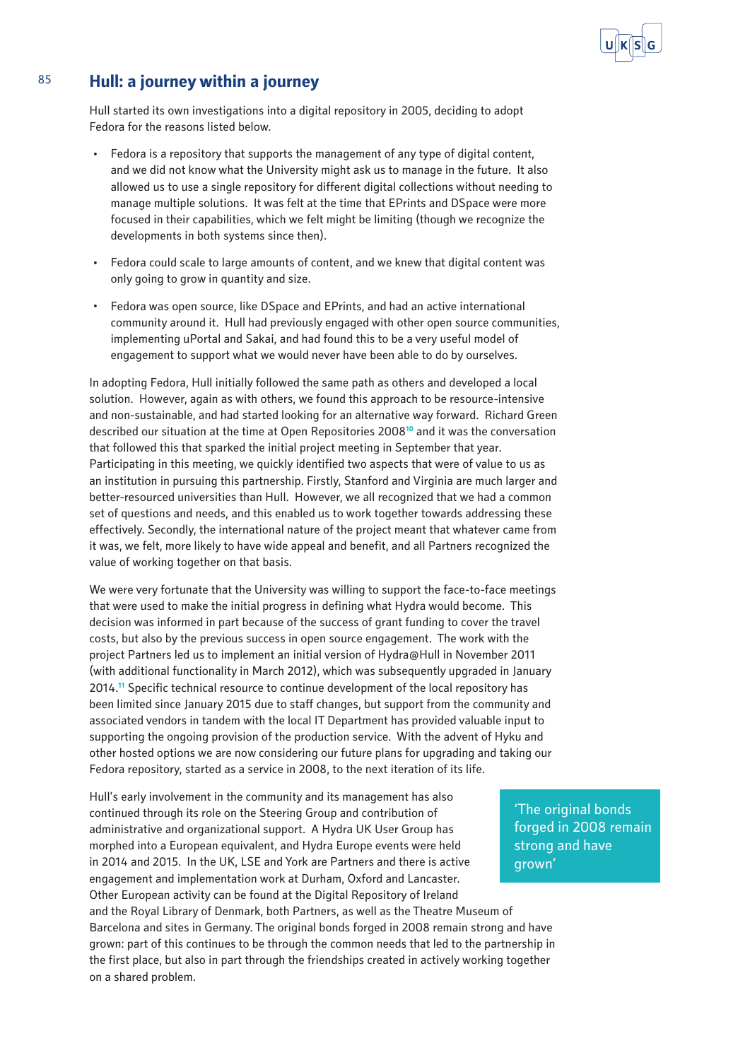## Hull: a journey within a journey

Hull started its own investigations into a digital repository in 2005, deciding to adopt Fedora for the reasons listed below.

- Fedora is a repository that supports the management of any type of digital content, and we did not know what the University might ask us to manage in the future. It also allowed us to use a single repository for different digital collections without needing to manage multiple solutions. It was felt at the time that EPrints and DSpace were more focused in their capabilities, which we felt might be limiting (though we recognize the developments in both systems since then).
- Fedora could scale to large amounts of content, and we knew that digital content was only going to grow in quantity and size.
- Fedora was open source, like DSpace and EPrints, and had an active international community around it. Hull had previously engaged with other open source communities, implementing uPortal and Sakai, and had found this to be a very useful model of engagement to support what we would never have been able to do by ourselves.

In adopting Fedora, Hull initially followed the same path as others and developed a local solution. However, again as with others, we found this approach to be resource-intensive and non-sustainable, and had started looking for an alternative way forward. Richard Green described our situation at the time at Open Repositories 2008[10] and it was the conversation that followed this that sparked the initial project meeting in September that year. Participating in this meeting, we quickly identified two aspects that were of value to us as an institution in pursuing this partnership. Firstly, Stanford and Virginia are much larger and better-resourced universities than Hull. However, we all recognized that we had a common set of questions and needs, and this enabled us to work together towards addressing these effectively. Secondly, the international nature of the project meant that whatever came from it was, we felt, more likely to have wide appeal and benefit, and all Partners recognized the value of working together on that basis.

We were very fortunate that the University was willing to support the face-to-face meetings that were used to make the initial progress in defining what Hydra would become. This decision was informed in part because of the success of grant funding to cover the travel costs, but also by the previous success in open source engagement. The work with the project Partners led us to implement an initial version of Hydra@Hull in November 2011 (with additional functionality in March 2012), which was subsequently upgraded in January 2014.[11] Specific technical resource to continue development of the local repository has been limited since January 2015 due to staff changes, but support from the community and associated vendors in tandem with the local IT Department has provided valuable input to supporting the ongoing provision of the production service. With the advent of Hyku and other hosted options we are now considering our future plans for upgrading and taking our Fedora repository, started as a service in 2008, to the next iteration of its life.

Hull's early involvement in the community and its management has also continued through its role on the Steering Group and contribution of administrative and organizational support. A Hydra UK User Group has morphed into a European equivalent, and Hydra Europe events were held in 2014 and 2015. In the UK, LSE and York are Partners and there is active engagement and implementation work at Durham, Oxford and Lancaster. Other European activity can be found at the Digital Repository of Ireland and the Royal Library of Denmark, both Partners, as well as the Theatre Museum of Barcelona and sites in Germany. The original bonds forged in 2008 remain strong and have grown: part of this continues to be through the common needs that led to the partnership in the first place, but also in part through the friendships created in actively working together on a shared problem.

> 'The original bonds forged in 2008 remain strong and have grown'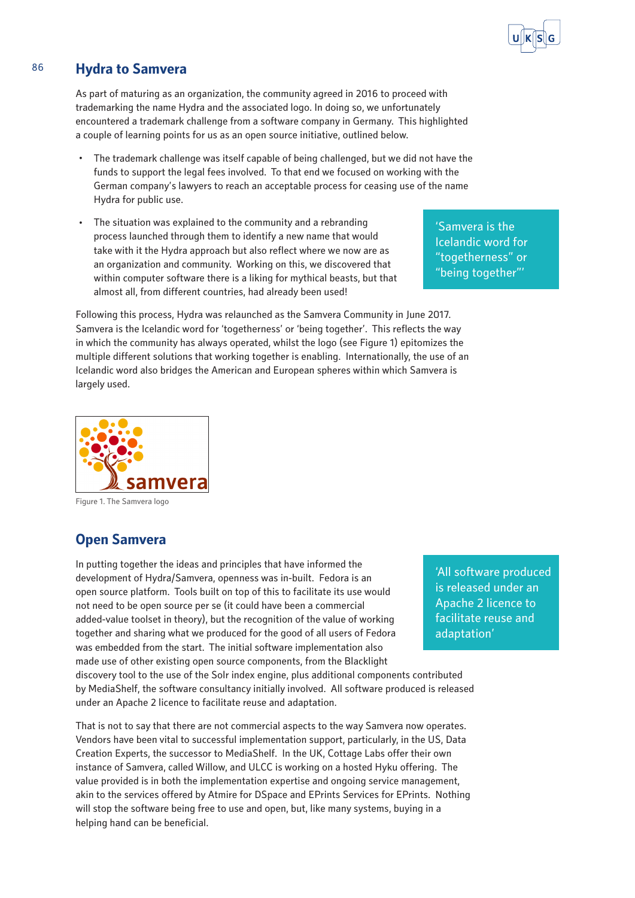## Hydra to Samvera

As part of maturing as an organization, the community agreed in 2016 to proceed with trademarking the name Hydra and the associated logo. In doing so, we unfortunately encountered a trademark challenge from a software company in Germany. This highlighted a couple of learning points for us as an open source initiative, outlined below.

- The trademark challenge was itself capable of being challenged, but we did not have the funds to support the legal fees involved. To that end we focused on working with the German company's lawyers to reach an acceptable process for ceasing use of the name Hydra for public use.
- The situation was explained to the community and a rebranding process launched through them to identify a new name that would take with it the Hydra approach but also reflect where we now are as an organization and community. Working on this, we discovered that within computer software there is a liking for mythical beasts, but that almost all, from different countries, had already been used!

> 'Samvera is the Icelandic word for "togetherness" or "being together"'

Following this process, Hydra was relaunched as the Samvera Community in June 2017. Samvera is the Icelandic word for 'togetherness' or 'being together'. This reflects the way in which the community has always operated, whilst the logo (see Figure 1) epitomizes the multiple different solutions that working together is enabling. Internationally, the use of an Icelandic word also bridges the American and European spheres within which Samvera is largely used.

Figure 1. The Samvera logo

## Open Samvera

In putting together the ideas and principles that have informed the development of Hydra/Samvera, openness was in-built. Fedora is an open source platform. Tools built on top of this to facilitate its use would not need to be open source per se (it could have been a commercial added-value toolset in theory), but the recognition of the value of working together and sharing what we produced for the good of all users of Fedora was embedded from the start. The initial software implementation also made use of other existing open source components, from the Blacklight discovery tool to the use of the Solr index engine, plus additional components contributed by MediaShelf, the software consultancy initially involved. All software produced is released under an Apache 2 licence to facilitate reuse and adaptation.

> 'All software produced is released under an Apache 2 licence to facilitate reuse and adaptation'

That is not to say that there are not commercial aspects to the way Samvera now operates. Vendors have been vital to successful implementation support, particularly, in the US, Data Creation Experts, the successor to MediaShelf. In the UK, Cottage Labs offer their own instance of Samvera, called Willow, and ULCC is working on a hosted Hyku offering. The value provided is in both the implementation expertise and ongoing service management, akin to the services offered by Atmire for DSpace and EPrints Services for EPrints. Nothing will stop the software being free to use and open, but, like many systems, buying in a helping hand can be beneficial.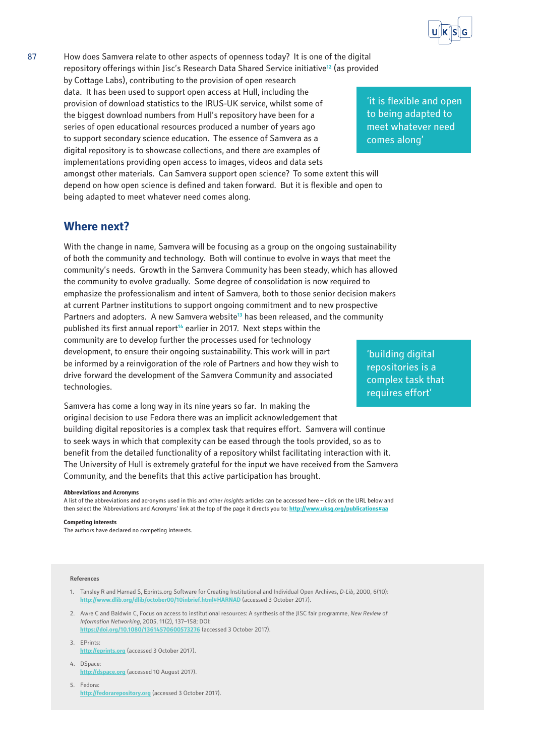How does Samvera relate to other aspects of openness today? It is one of the digital repository offerings within Jisc's Research Data Shared Service initiative[12] (as provided by Cottage Labs), contributing to the provision of open research data. It has been used to support open access at Hull, including the provision of download statistics to the IRUS-UK service, whilst some of the biggest download numbers from Hull's repository have been for a series of open educational resources produced a number of years ago to support secondary science education. The essence of Samvera as a digital repository is to showcase collections, and there are examples of implementations providing open access to images, videos and data sets amongst other materials. Can Samvera support open science? To some extent this will depend on how open science is defined and taken forward. But it is flexible and open to being adapted to meet whatever need comes along.

> 'it is flexible and open to being adapted to meet whatever need comes along'

## Where next?

With the change in name, Samvera will be focusing as a group on the ongoing sustainability of both the community and technology. Both will continue to evolve in ways that meet the community's needs. Growth in the Samvera Community has been steady, which has allowed the community to evolve gradually. Some degree of consolidation is now required to emphasize the professionalism and intent of Samvera, both to those senior decision makers at current Partner institutions to support ongoing commitment and to new prospective Partners and adopters. A new Samvera website[13] has been released, and the community published its first annual report[14] earlier in 2017. Next steps within the community are to develop further the processes used for technology development, to ensure their ongoing sustainability. This work will in part be informed by a reinvigoration of the role of Partners and how they wish to drive forward the development of the Samvera Community and associated technologies.

> 'building digital repositories is a complex task that requires effort'

Samvera has come a long way in its nine years so far. In making the original decision to use Fedora there was an implicit acknowledgement that building digital repositories is a complex task that requires effort. Samvera will continue to seek ways in which that complexity can be eased through the tools provided, so as to benefit from the detailed functionality of a repository whilst facilitating interaction with it. The University of Hull is extremely grateful for the input we have received from the Samvera Community, and the benefits that this active participation has brought.

**Abbreviations and Acronyms**

A list of the abbreviations and acronyms used in this and other *Insights* articles can be accessed here – click on the URL below and then select the 'Abbreviations and Acronyms' link at the top of the page it directs you to: http://www.uksg.org/publications#aa

**Competing interests**

The authors have declared no competing interests.

**References**

1. Tansley R and Harnad S, Eprints.org Software for Creating Institutional and Individual Open Archives, *D-Lib*, 2000, 6(10): http://www.dlib.org/dlib/october00/10inbrief.html#HARNAD (accessed 3 October 2017).
2. Awre C and Baldwin C, Focus on access to institutional resources: A synthesis of the JISC fair programme, *New Review of Information Networking*, 2005, 11(2), 137–158; DOI: https://doi.org/10.1080/13614570600573276 (accessed 3 October 2017).
3. EPrints: http://eprints.org (accessed 3 October 2017).
4. DSpace: http://dspace.org (accessed 10 August 2017).
5. Fedora: http://fedorarepository.org (accessed 3 October 2017).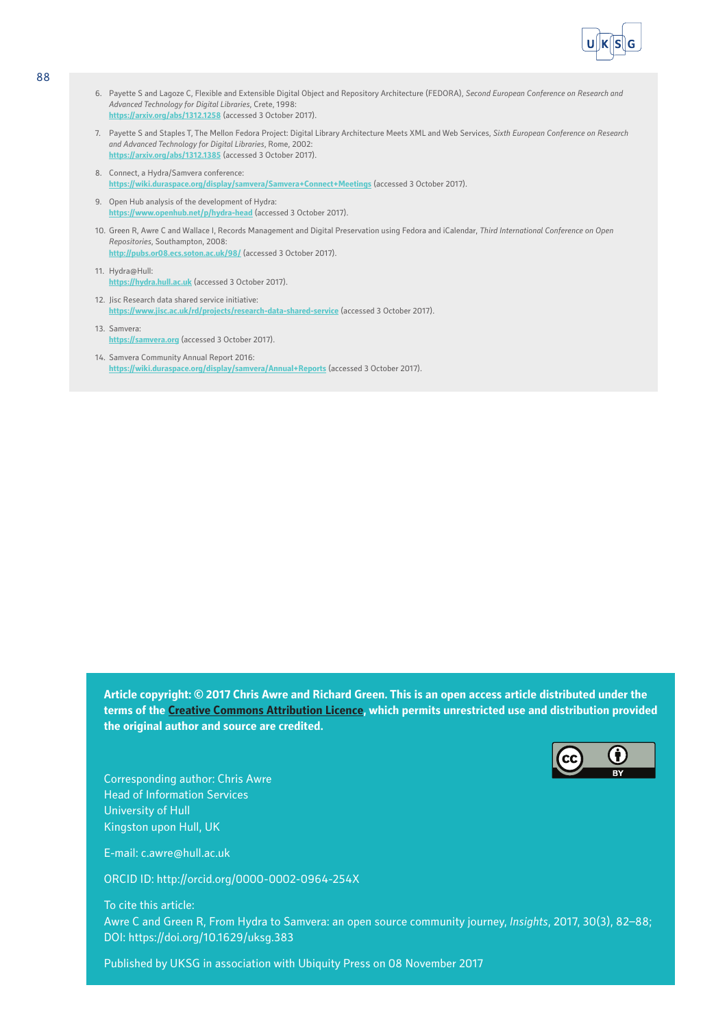6. Payette S and Lagoze C, Flexible and Extensible Digital Object and Repository Architecture (FEDORA), *Second European Conference on Research and Advanced Technology for Digital Libraries*, Crete, 1998: https://arxiv.org/abs/1312.1258 (accessed 3 October 2017).

7. Payette S and Staples T, The Mellon Fedora Project: Digital Library Architecture Meets XML and Web Services, *Sixth European Conference on Research and Advanced Technology for Digital Libraries*, Rome, 2002: https://arxiv.org/abs/1312.1385 (accessed 3 October 2017).

8. Connect, a Hydra/Samvera conference: https://wiki.duraspace.org/display/samvera/Samvera+Connect+Meetings (accessed 3 October 2017).

9. Open Hub analysis of the development of Hydra: https://www.openhub.net/p/hydra-head (accessed 3 October 2017).

10. Green R, Awre C and Wallace I, Records Management and Digital Preservation using Fedora and iCalendar, *Third International Conference on Open Repositories*, Southampton, 2008: http://pubs.or08.ecs.soton.ac.uk/98/ (accessed 3 October 2017).

11. Hydra@Hull: https://hydra.hull.ac.uk (accessed 3 October 2017).

12. Jisc Research data shared service initiative: https://www.jisc.ac.uk/rd/projects/research-data-shared-service (accessed 3 October 2017).

13. Samvera: https://samvera.org (accessed 3 October 2017).

14. Samvera Community Annual Report 2016: https://wiki.duraspace.org/display/samvera/Annual+Reports (accessed 3 October 2017).

**Article copyright: © 2017 Chris Awre and Richard Green. This is an open access article distributed under the terms of the Creative Commons Attribution Licence, which permits unrestricted use and distribution provided the original author and source are credited.**

Corresponding author: Chris Awre
Head of Information Services
University of Hull
Kingston upon Hull, UK

E-mail: c.awre@hull.ac.uk

ORCID ID: http://orcid.org/0000-0002-0964-254X

To cite this article:
Awre C and Green R, From Hydra to Samvera: an open source community journey, *Insights*, 2017, 30(3), 82–88; DOI: https://doi.org/10.1629/uksg.383

Published by UKSG in association with Ubiquity Press on 08 November 2017